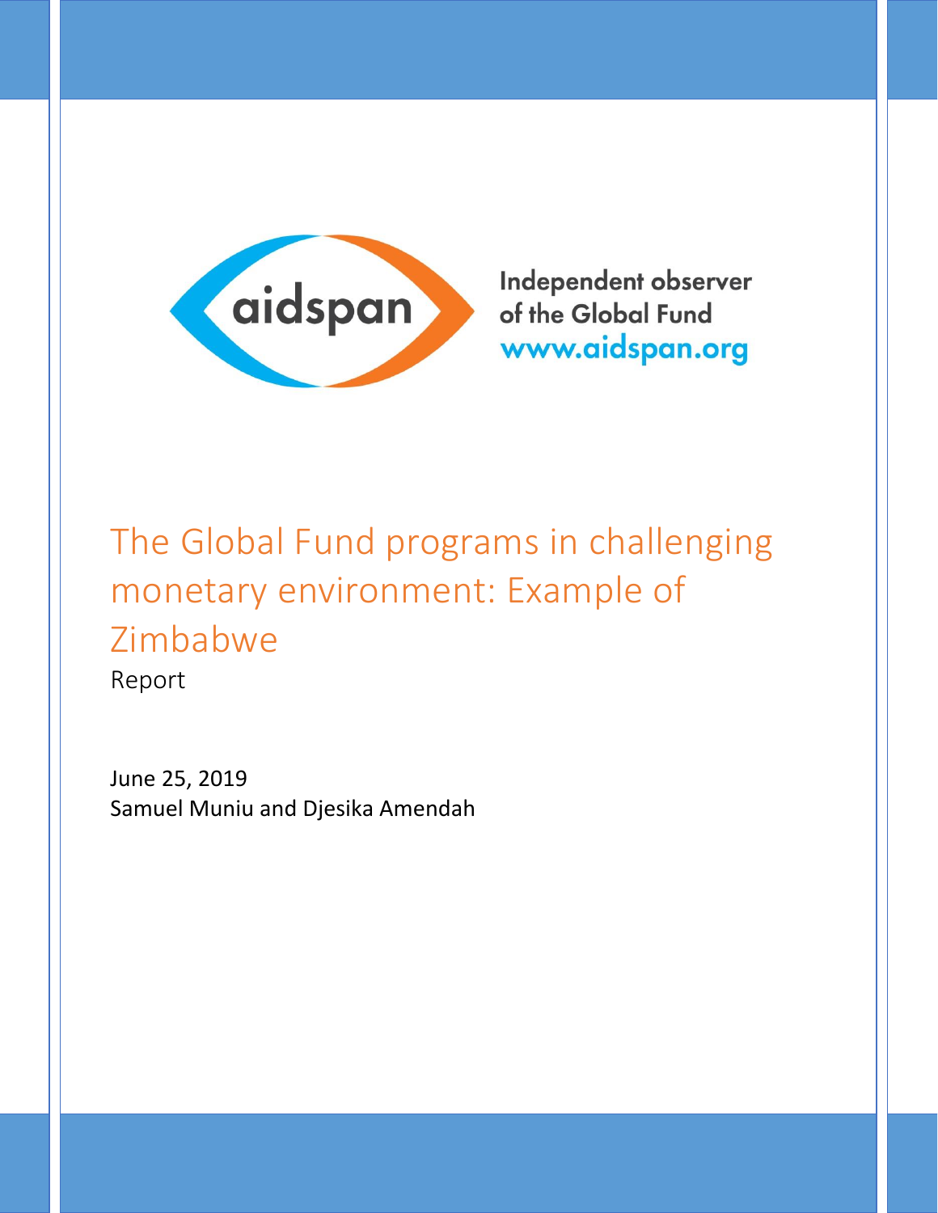aidspan

Independent observer of the Global Fund
www.aidspan.org

# The Global Fund programs in challenging monetary environment: Example of Zimbabwe

Report

June 25, 2019

Samuel Muniu and Djesika Amendah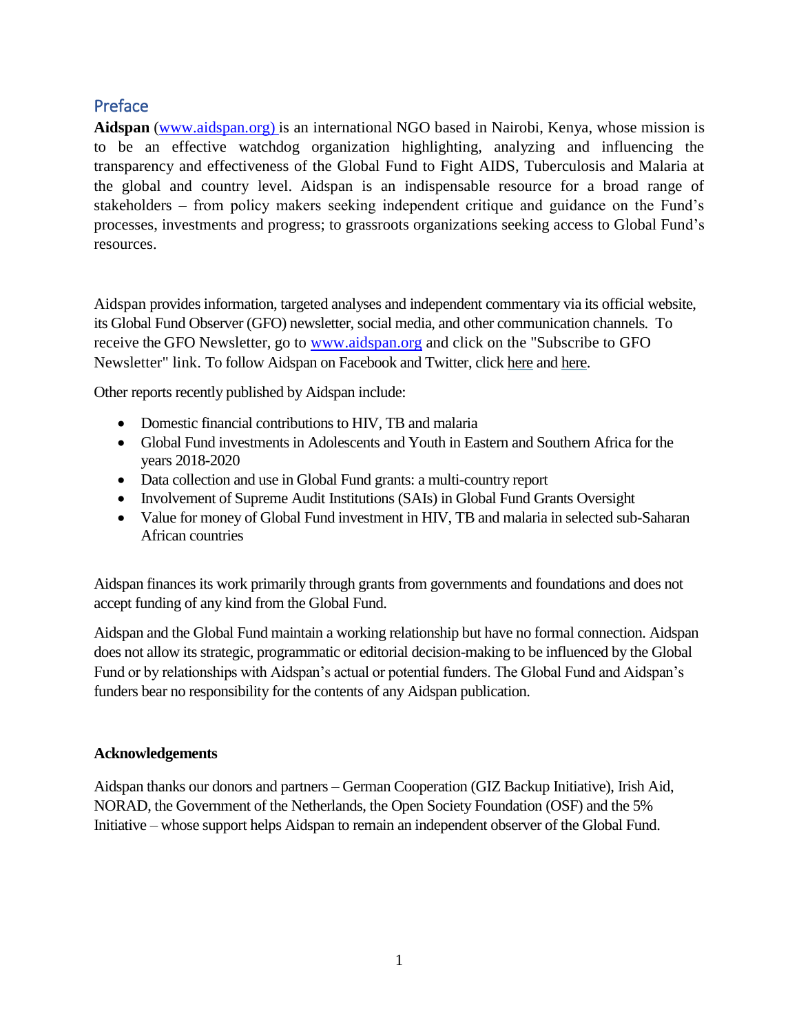## Preface

**Aidspan** ([www.aidspan.org)](www.aidspan.org) is an international NGO based in Nairobi, Kenya, whose mission is to be an effective watchdog organization highlighting, analyzing and influencing the transparency and effectiveness of the Global Fund to Fight AIDS, Tuberculosis and Malaria at the global and country level. Aidspan is an indispensable resource for a broad range of stakeholders – from policy makers seeking independent critique and guidance on the Fund's processes, investments and progress; to grassroots organizations seeking access to Global Fund's resources.

Aidspan provides information, targeted analyses and independent commentary via its official website, its Global Fund Observer (GFO) newsletter, social media, and other communication channels. To receive the GFO Newsletter, go to [www.aidspan.org](www.aidspan.org) and click on the "Subscribe to GFO Newsletter" link. To follow Aidspan on Facebook and Twitter, click here and here.

Other reports recently published by Aidspan include:

- Domestic financial contributions to HIV, TB and malaria
- Global Fund investments in Adolescents and Youth in Eastern and Southern Africa for the years 2018-2020
- Data collection and use in Global Fund grants: a multi-country report
- Involvement of Supreme Audit Institutions (SAIs) in Global Fund Grants Oversight
- Value for money of Global Fund investment in HIV, TB and malaria in selected sub-Saharan African countries

Aidspan finances its work primarily through grants from governments and foundations and does not accept funding of any kind from the Global Fund.

Aidspan and the Global Fund maintain a working relationship but have no formal connection. Aidspan does not allow its strategic, programmatic or editorial decision-making to be influenced by the Global Fund or by relationships with Aidspan's actual or potential funders. The Global Fund and Aidspan's funders bear no responsibility for the contents of any Aidspan publication.

**Acknowledgements**

Aidspan thanks our donors and partners – German Cooperation (GIZ Backup Initiative), Irish Aid, NORAD, the Government of the Netherlands, the Open Society Foundation (OSF) and the 5% Initiative – whose support helps Aidspan to remain an independent observer of the Global Fund.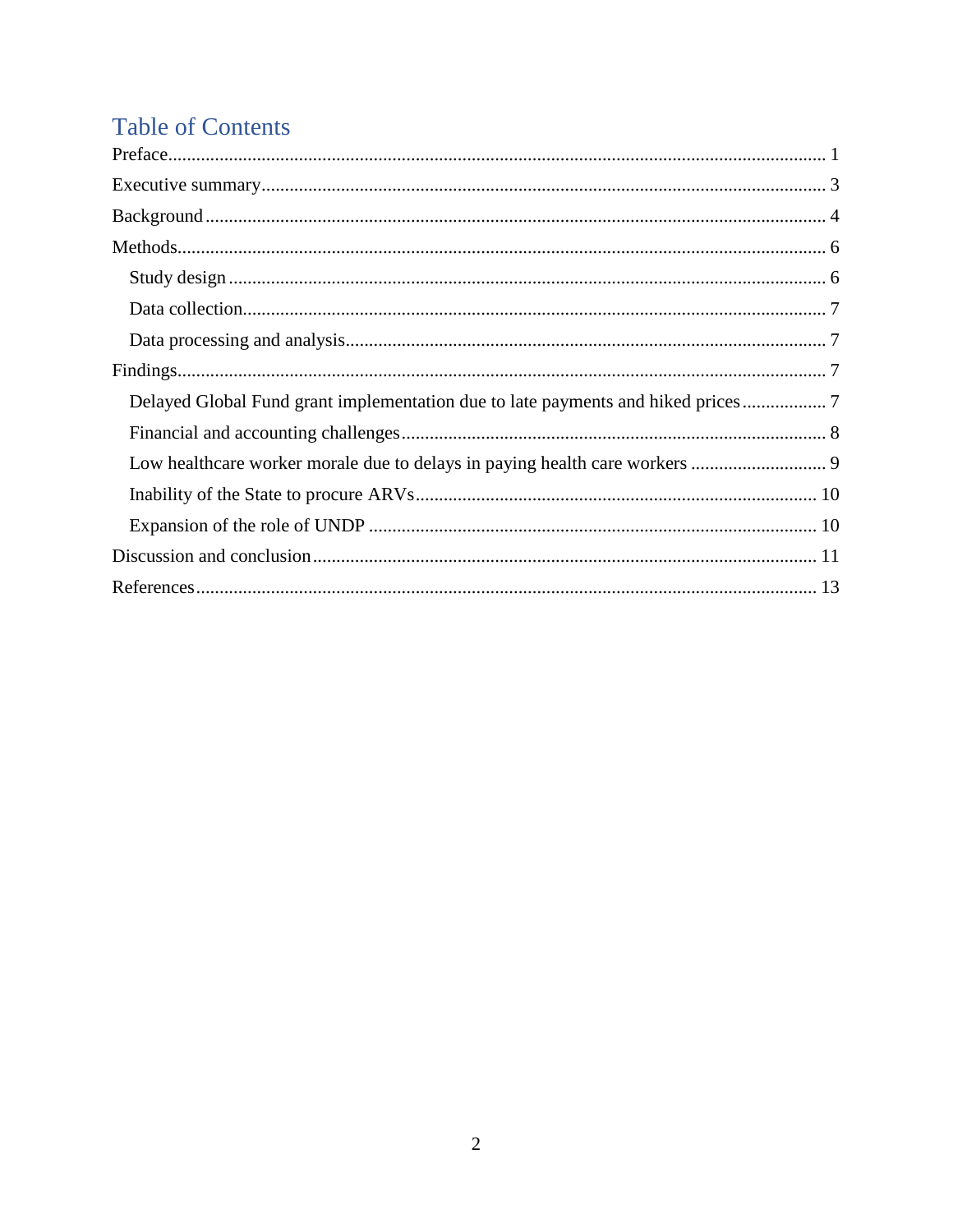# Table of Contents

Preface ........................................................................................................................................ 1

Executive summary ...................................................................................................................... 3

Background ................................................................................................................................. 4

Methods ....................................................................................................................................... 6

- Study design ............................................................................................................................. 6
- Data collection .......................................................................................................................... 7
- Data processing and analysis .................................................................................................... 7

Findings ....................................................................................................................................... 7

- Delayed Global Fund grant implementation due to late payments and hiked prices .................. 7
- Financial and accounting challenges .......................................................................................... 8
- Low healthcare worker morale due to delays in paying health care workers ............................. 9
- Inability of the State to procure ARVs ...................................................................................... 10
- Expansion of the role of UNDP ............................................................................................... 10

Discussion and conclusion ......................................................................................................... 11

References .................................................................................................................................. 13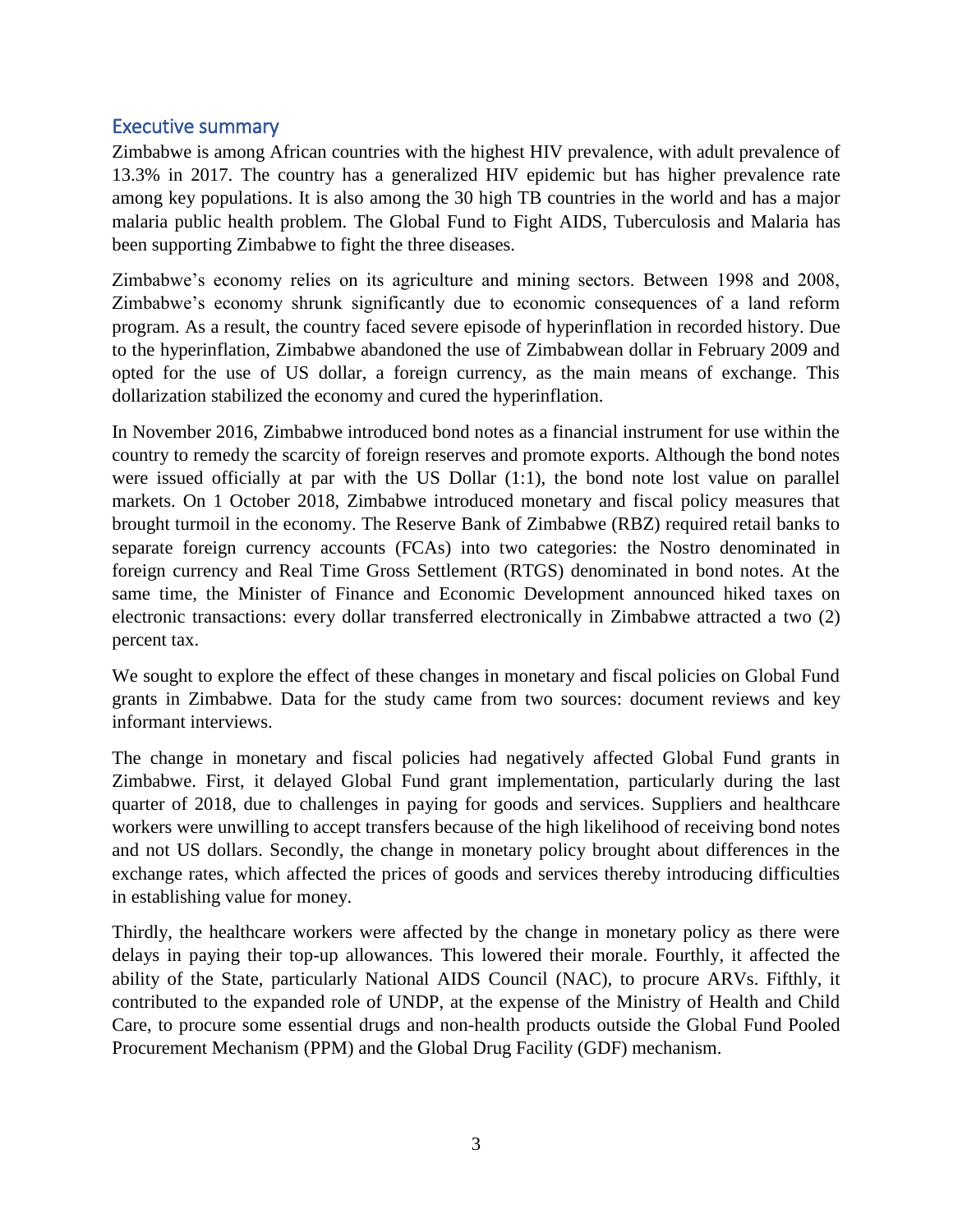## Executive summary

Zimbabwe is among African countries with the highest HIV prevalence, with adult prevalence of 13.3% in 2017. The country has a generalized HIV epidemic but has higher prevalence rate among key populations. It is also among the 30 high TB countries in the world and has a major malaria public health problem. The Global Fund to Fight AIDS, Tuberculosis and Malaria has been supporting Zimbabwe to fight the three diseases.

Zimbabwe's economy relies on its agriculture and mining sectors. Between 1998 and 2008, Zimbabwe's economy shrunk significantly due to economic consequences of a land reform program. As a result, the country faced severe episode of hyperinflation in recorded history. Due to the hyperinflation, Zimbabwe abandoned the use of Zimbabwean dollar in February 2009 and opted for the use of US dollar, a foreign currency, as the main means of exchange. This dollarization stabilized the economy and cured the hyperinflation.

In November 2016, Zimbabwe introduced bond notes as a financial instrument for use within the country to remedy the scarcity of foreign reserves and promote exports. Although the bond notes were issued officially at par with the US Dollar (1:1), the bond note lost value on parallel markets. On 1 October 2018, Zimbabwe introduced monetary and fiscal policy measures that brought turmoil in the economy. The Reserve Bank of Zimbabwe (RBZ) required retail banks to separate foreign currency accounts (FCAs) into two categories: the Nostro denominated in foreign currency and Real Time Gross Settlement (RTGS) denominated in bond notes. At the same time, the Minister of Finance and Economic Development announced hiked taxes on electronic transactions: every dollar transferred electronically in Zimbabwe attracted a two (2) percent tax.

We sought to explore the effect of these changes in monetary and fiscal policies on Global Fund grants in Zimbabwe. Data for the study came from two sources: document reviews and key informant interviews.

The change in monetary and fiscal policies had negatively affected Global Fund grants in Zimbabwe. First, it delayed Global Fund grant implementation, particularly during the last quarter of 2018, due to challenges in paying for goods and services. Suppliers and healthcare workers were unwilling to accept transfers because of the high likelihood of receiving bond notes and not US dollars. Secondly, the change in monetary policy brought about differences in the exchange rates, which affected the prices of goods and services thereby introducing difficulties in establishing value for money.

Thirdly, the healthcare workers were affected by the change in monetary policy as there were delays in paying their top-up allowances. This lowered their morale. Fourthly, it affected the ability of the State, particularly National AIDS Council (NAC), to procure ARVs. Fifthly, it contributed to the expanded role of UNDP, at the expense of the Ministry of Health and Child Care, to procure some essential drugs and non-health products outside the Global Fund Pooled Procurement Mechanism (PPM) and the Global Drug Facility (GDF) mechanism.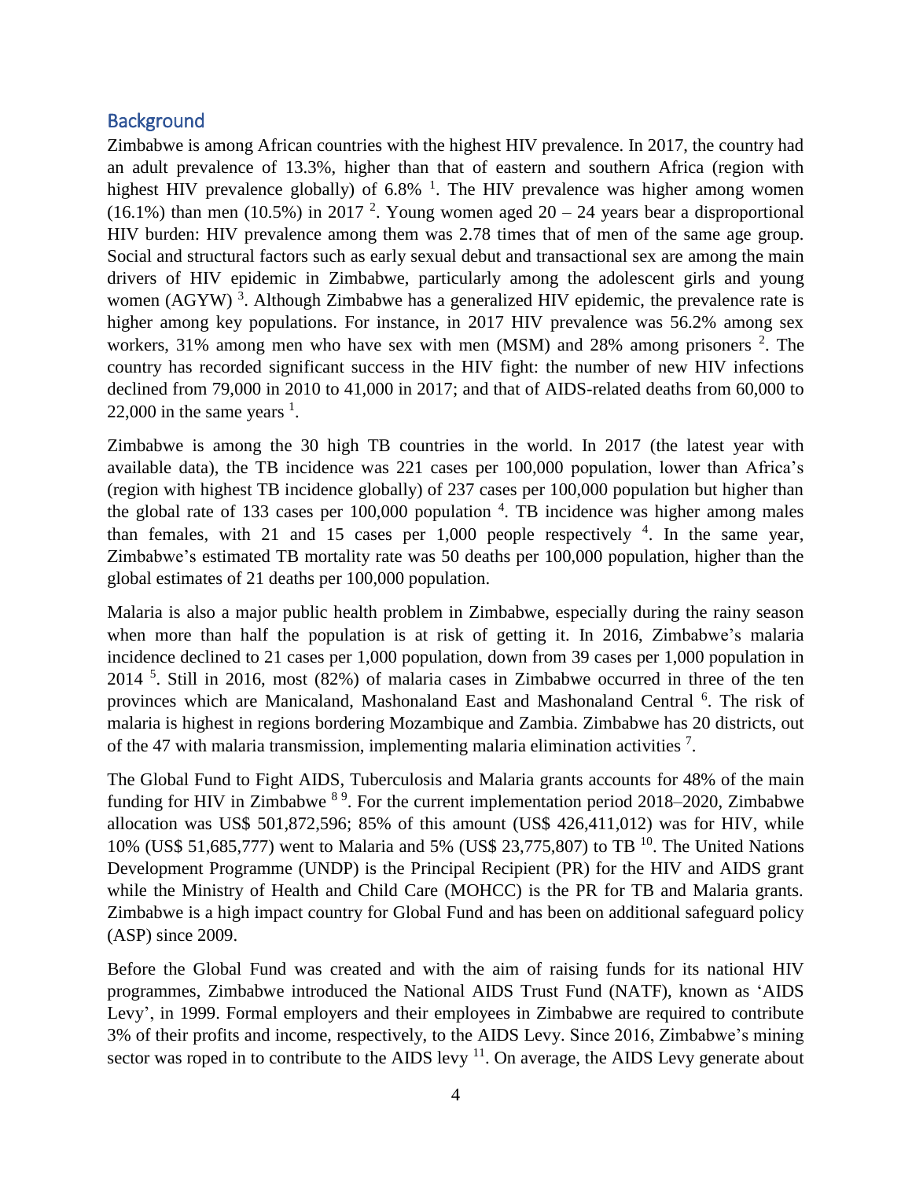## Background

Zimbabwe is among African countries with the highest HIV prevalence. In 2017, the country had an adult prevalence of 13.3%, higher than that of eastern and southern Africa (region with highest HIV prevalence globally) of 6.8% [1]. The HIV prevalence was higher among women (16.1%) than men (10.5%) in 2017 [2]. Young women aged 20 – 24 years bear a disproportional HIV burden: HIV prevalence among them was 2.78 times that of men of the same age group. Social and structural factors such as early sexual debut and transactional sex are among the main drivers of HIV epidemic in Zimbabwe, particularly among the adolescent girls and young women (AGYW) [3]. Although Zimbabwe has a generalized HIV epidemic, the prevalence rate is higher among key populations. For instance, in 2017 HIV prevalence was 56.2% among sex workers, 31% among men who have sex with men (MSM) and 28% among prisoners [2]. The country has recorded significant success in the HIV fight: the number of new HIV infections declined from 79,000 in 2010 to 41,000 in 2017; and that of AIDS-related deaths from 60,000 to 22,000 in the same years [1].

Zimbabwe is among the 30 high TB countries in the world. In 2017 (the latest year with available data), the TB incidence was 221 cases per 100,000 population, lower than Africa's (region with highest TB incidence globally) of 237 cases per 100,000 population but higher than the global rate of 133 cases per 100,000 population [4]. TB incidence was higher among males than females, with 21 and 15 cases per 1,000 people respectively [4]. In the same year, Zimbabwe's estimated TB mortality rate was 50 deaths per 100,000 population, higher than the global estimates of 21 deaths per 100,000 population.

Malaria is also a major public health problem in Zimbabwe, especially during the rainy season when more than half the population is at risk of getting it. In 2016, Zimbabwe's malaria incidence declined to 21 cases per 1,000 population, down from 39 cases per 1,000 population in 2014 [5]. Still in 2016, most (82%) of malaria cases in Zimbabwe occurred in three of the ten provinces which are Manicaland, Mashonaland East and Mashonaland Central [6]. The risk of malaria is highest in regions bordering Mozambique and Zambia. Zimbabwe has 20 districts, out of the 47 with malaria transmission, implementing malaria elimination activities [7].

The Global Fund to Fight AIDS, Tuberculosis and Malaria grants accounts for 48% of the main funding for HIV in Zimbabwe [8,9]. For the current implementation period 2018–2020, Zimbabwe allocation was US$ 501,872,596; 85% of this amount (US$ 426,411,012) was for HIV, while 10% (US$ 51,685,777) went to Malaria and 5% (US$ 23,775,807) to TB [10]. The United Nations Development Programme (UNDP) is the Principal Recipient (PR) for the HIV and AIDS grant while the Ministry of Health and Child Care (MOHCC) is the PR for TB and Malaria grants. Zimbabwe is a high impact country for Global Fund and has been on additional safeguard policy (ASP) since 2009.

Before the Global Fund was created and with the aim of raising funds for its national HIV programmes, Zimbabwe introduced the National AIDS Trust Fund (NATF), known as 'AIDS Levy', in 1999. Formal employers and their employees in Zimbabwe are required to contribute 3% of their profits and income, respectively, to the AIDS Levy. Since 2016, Zimbabwe's mining sector was roped in to contribute to the AIDS levy [11]. On average, the AIDS Levy generate about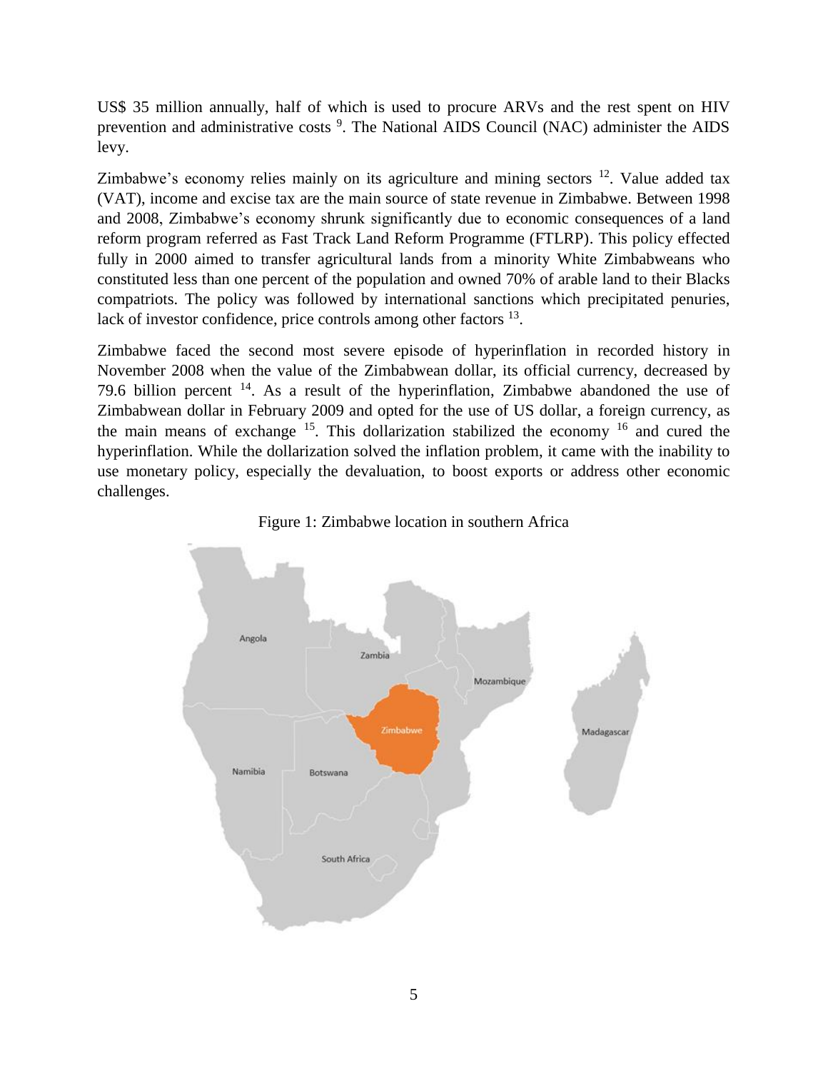US$ 35 million annually, half of which is used to procure ARVs and the rest spent on HIV prevention and administrative costs [9]. The National AIDS Council (NAC) administer the AIDS levy.

Zimbabwe's economy relies mainly on its agriculture and mining sectors [12]. Value added tax (VAT), income and excise tax are the main source of state revenue in Zimbabwe. Between 1998 and 2008, Zimbabwe's economy shrunk significantly due to economic consequences of a land reform program referred as Fast Track Land Reform Programme (FTLRP). This policy effected fully in 2000 aimed to transfer agricultural lands from a minority White Zimbabweans who constituted less than one percent of the population and owned 70% of arable land to their Blacks compatriots. The policy was followed by international sanctions which precipitated penuries, lack of investor confidence, price controls among other factors [13].

Zimbabwe faced the second most severe episode of hyperinflation in recorded history in November 2008 when the value of the Zimbabwean dollar, its official currency, decreased by 79.6 billion percent [14]. As a result of the hyperinflation, Zimbabwe abandoned the use of Zimbabwean dollar in February 2009 and opted for the use of US dollar, a foreign currency, as the main means of exchange [15]. This dollarization stabilized the economy [16] and cured the hyperinflation. While the dollarization solved the inflation problem, it came with the inability to use monetary policy, especially the devaluation, to boost exports or address other economic challenges.

Figure 1: Zimbabwe location in southern Africa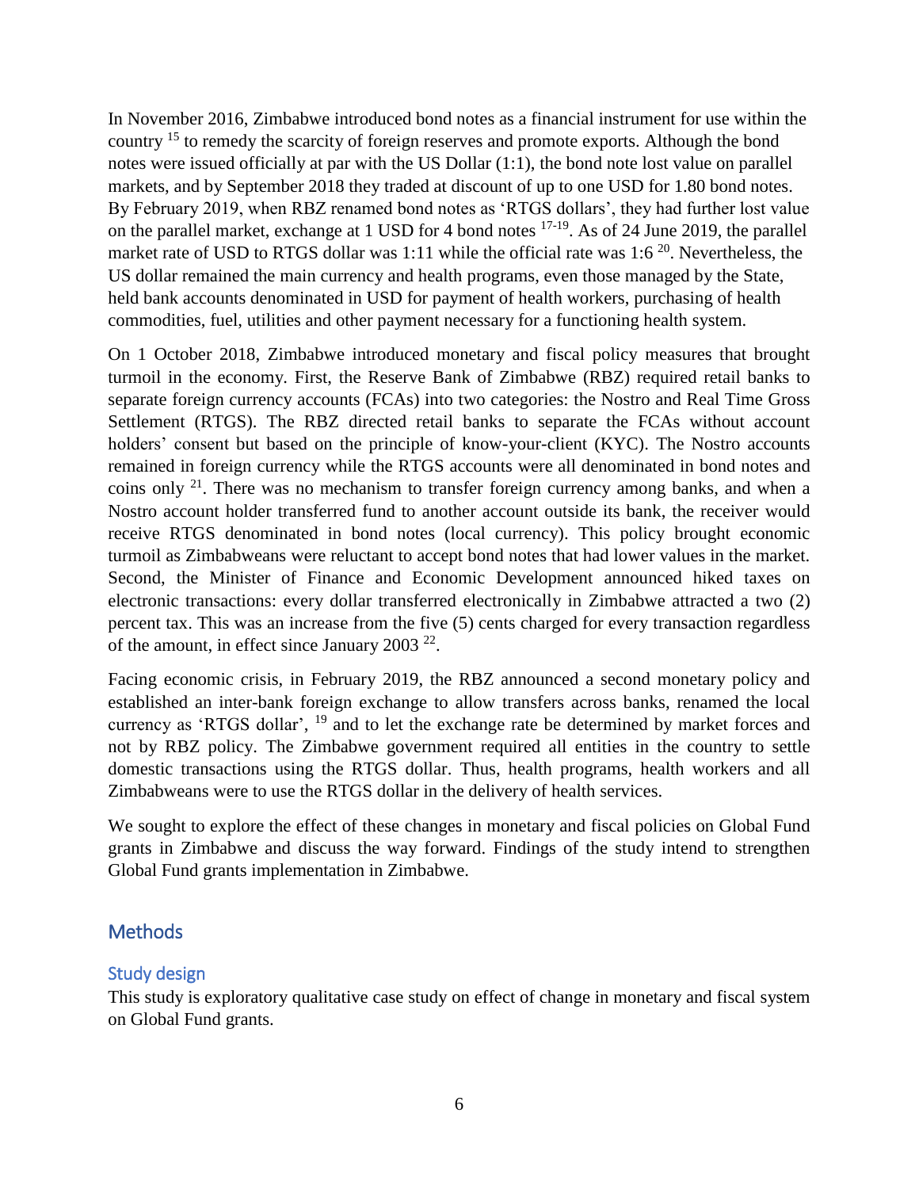In November 2016, Zimbabwe introduced bond notes as a financial instrument for use within the country [15] to remedy the scarcity of foreign reserves and promote exports. Although the bond notes were issued officially at par with the US Dollar (1:1), the bond note lost value on parallel markets, and by September 2018 they traded at discount of up to one USD for 1.80 bond notes. By February 2019, when RBZ renamed bond notes as 'RTGS dollars', they had further lost value on the parallel market, exchange at 1 USD for 4 bond notes [17-19]. As of 24 June 2019, the parallel market rate of USD to RTGS dollar was 1:11 while the official rate was 1:6 [20]. Nevertheless, the US dollar remained the main currency and health programs, even those managed by the State, held bank accounts denominated in USD for payment of health workers, purchasing of health commodities, fuel, utilities and other payment necessary for a functioning health system.

On 1 October 2018, Zimbabwe introduced monetary and fiscal policy measures that brought turmoil in the economy. First, the Reserve Bank of Zimbabwe (RBZ) required retail banks to separate foreign currency accounts (FCAs) into two categories: the Nostro and Real Time Gross Settlement (RTGS). The RBZ directed retail banks to separate the FCAs without account holders' consent but based on the principle of know-your-client (KYC). The Nostro accounts remained in foreign currency while the RTGS accounts were all denominated in bond notes and coins only [21]. There was no mechanism to transfer foreign currency among banks, and when a Nostro account holder transferred fund to another account outside its bank, the receiver would receive RTGS denominated in bond notes (local currency). This policy brought economic turmoil as Zimbabweans were reluctant to accept bond notes that had lower values in the market. Second, the Minister of Finance and Economic Development announced hiked taxes on electronic transactions: every dollar transferred electronically in Zimbabwe attracted a two (2) percent tax. This was an increase from the five (5) cents charged for every transaction regardless of the amount, in effect since January 2003 [22].

Facing economic crisis, in February 2019, the RBZ announced a second monetary policy and established an inter-bank foreign exchange to allow transfers across banks, renamed the local currency as 'RTGS dollar', [19] and to let the exchange rate be determined by market forces and not by RBZ policy. The Zimbabwe government required all entities in the country to settle domestic transactions using the RTGS dollar. Thus, health programs, health workers and all Zimbabweans were to use the RTGS dollar in the delivery of health services.

We sought to explore the effect of these changes in monetary and fiscal policies on Global Fund grants in Zimbabwe and discuss the way forward. Findings of the study intend to strengthen Global Fund grants implementation in Zimbabwe.

## Methods

### Study design

This study is exploratory qualitative case study on effect of change in monetary and fiscal system on Global Fund grants.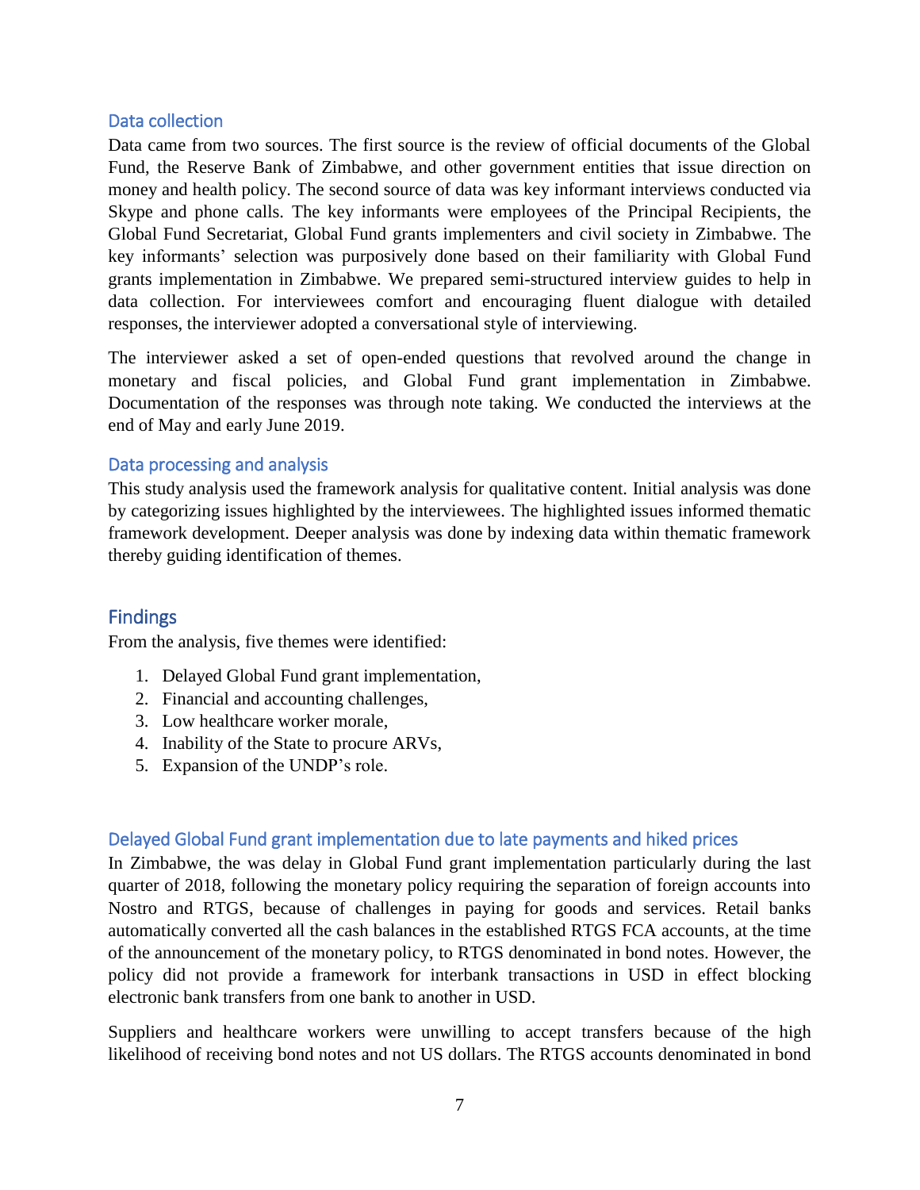### Data collection

Data came from two sources. The first source is the review of official documents of the Global Fund, the Reserve Bank of Zimbabwe, and other government entities that issue direction on money and health policy. The second source of data was key informant interviews conducted via Skype and phone calls. The key informants were employees of the Principal Recipients, the Global Fund Secretariat, Global Fund grants implementers and civil society in Zimbabwe. The key informants' selection was purposively done based on their familiarity with Global Fund grants implementation in Zimbabwe. We prepared semi-structured interview guides to help in data collection. For interviewees comfort and encouraging fluent dialogue with detailed responses, the interviewer adopted a conversational style of interviewing.

The interviewer asked a set of open-ended questions that revolved around the change in monetary and fiscal policies, and Global Fund grant implementation in Zimbabwe. Documentation of the responses was through note taking. We conducted the interviews at the end of May and early June 2019.

### Data processing and analysis

This study analysis used the framework analysis for qualitative content. Initial analysis was done by categorizing issues highlighted by the interviewees. The highlighted issues informed thematic framework development. Deeper analysis was done by indexing data within thematic framework thereby guiding identification of themes.

## Findings

From the analysis, five themes were identified:

1. Delayed Global Fund grant implementation,
2. Financial and accounting challenges,
3. Low healthcare worker morale,
4. Inability of the State to procure ARVs,
5. Expansion of the UNDP's role.

### Delayed Global Fund grant implementation due to late payments and hiked prices

In Zimbabwe, the was delay in Global Fund grant implementation particularly during the last quarter of 2018, following the monetary policy requiring the separation of foreign accounts into Nostro and RTGS, because of challenges in paying for goods and services. Retail banks automatically converted all the cash balances in the established RTGS FCA accounts, at the time of the announcement of the monetary policy, to RTGS denominated in bond notes. However, the policy did not provide a framework for interbank transactions in USD in effect blocking electronic bank transfers from one bank to another in USD.

Suppliers and healthcare workers were unwilling to accept transfers because of the high likelihood of receiving bond notes and not US dollars. The RTGS accounts denominated in bond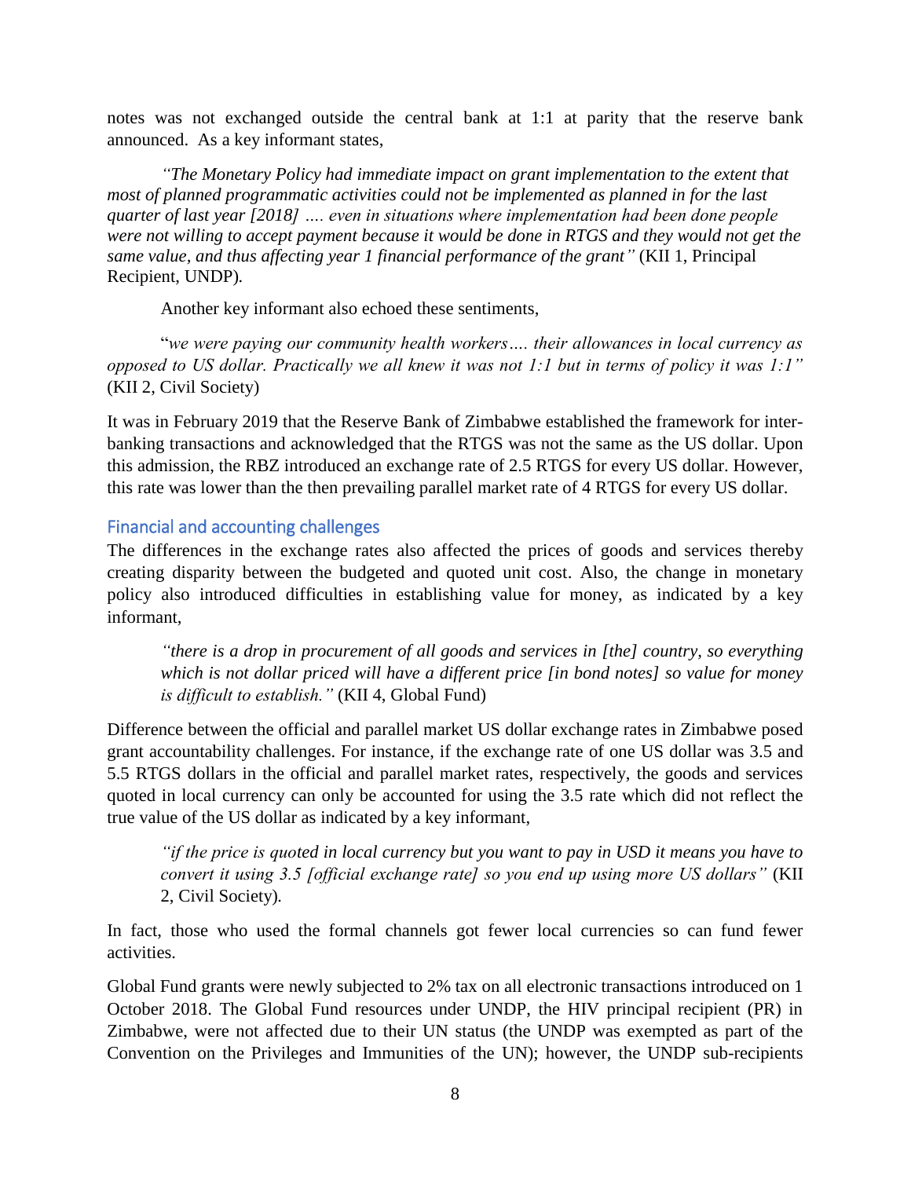notes was not exchanged outside the central bank at 1:1 at parity that the reserve bank announced. As a key informant states,

> *"The Monetary Policy had immediate impact on grant implementation to the extent that most of planned programmatic activities could not be implemented as planned in for the last quarter of last year [2018] …. even in situations where implementation had been done people were not willing to accept payment because it would be done in RTGS and they would not get the same value, and thus affecting year 1 financial performance of the grant"* (KII 1, Principal Recipient, UNDP).

Another key informant also echoed these sentiments,

> "*we were paying our community health workers…. their allowances in local currency as opposed to US dollar. Practically we all knew it was not 1:1 but in terms of policy it was 1:1"* (KII 2, Civil Society)

It was in February 2019 that the Reserve Bank of Zimbabwe established the framework for inter-banking transactions and acknowledged that the RTGS was not the same as the US dollar. Upon this admission, the RBZ introduced an exchange rate of 2.5 RTGS for every US dollar. However, this rate was lower than the then prevailing parallel market rate of 4 RTGS for every US dollar.

### Financial and accounting challenges

The differences in the exchange rates also affected the prices of goods and services thereby creating disparity between the budgeted and quoted unit cost. Also, the change in monetary policy also introduced difficulties in establishing value for money, as indicated by a key informant,

> *"there is a drop in procurement of all goods and services in [the] country, so everything which is not dollar priced will have a different price [in bond notes] so value for money is difficult to establish."* (KII 4, Global Fund)

Difference between the official and parallel market US dollar exchange rates in Zimbabwe posed grant accountability challenges. For instance, if the exchange rate of one US dollar was 3.5 and 5.5 RTGS dollars in the official and parallel market rates, respectively, the goods and services quoted in local currency can only be accounted for using the 3.5 rate which did not reflect the true value of the US dollar as indicated by a key informant,

> *"if the price is quoted in local currency but you want to pay in USD it means you have to convert it using 3.5 [official exchange rate] so you end up using more US dollars"* (KII 2, Civil Society).

In fact, those who used the formal channels got fewer local currencies so can fund fewer activities.

Global Fund grants were newly subjected to 2% tax on all electronic transactions introduced on 1 October 2018. The Global Fund resources under UNDP, the HIV principal recipient (PR) in Zimbabwe, were not affected due to their UN status (the UNDP was exempted as part of the Convention on the Privileges and Immunities of the UN); however, the UNDP sub-recipients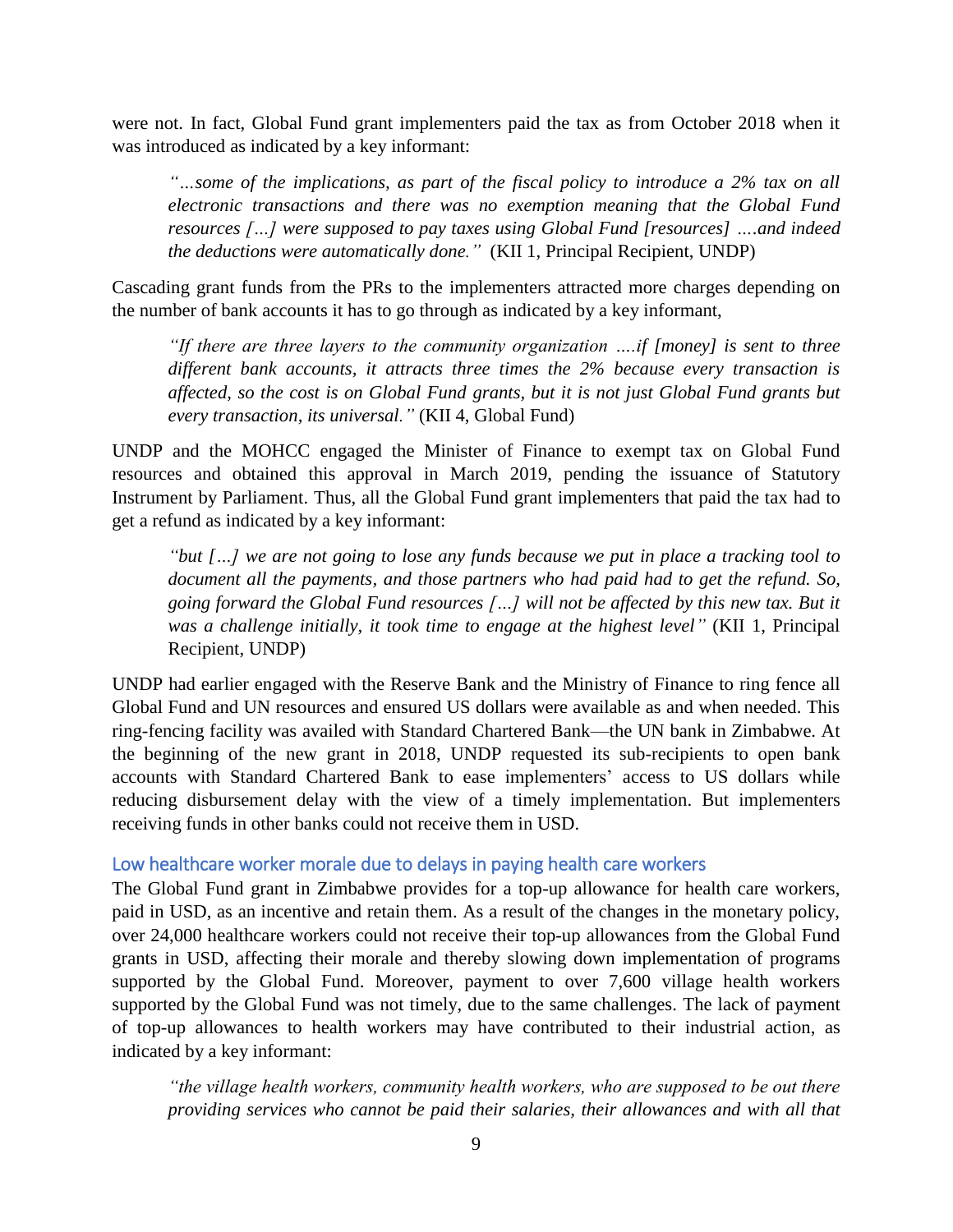were not. In fact, Global Fund grant implementers paid the tax as from October 2018 when it was introduced as indicated by a key informant:

> *"…some of the implications, as part of the fiscal policy to introduce a 2% tax on all electronic transactions and there was no exemption meaning that the Global Fund resources […] were supposed to pay taxes using Global Fund [resources] ….and indeed the deductions were automatically done."* (KII 1, Principal Recipient, UNDP)

Cascading grant funds from the PRs to the implementers attracted more charges depending on the number of bank accounts it has to go through as indicated by a key informant,

> *"If there are three layers to the community organization ….if [money] is sent to three different bank accounts, it attracts three times the 2% because every transaction is affected, so the cost is on Global Fund grants, but it is not just Global Fund grants but every transaction, its universal."* (KII 4, Global Fund)

UNDP and the MOHCC engaged the Minister of Finance to exempt tax on Global Fund resources and obtained this approval in March 2019, pending the issuance of Statutory Instrument by Parliament. Thus, all the Global Fund grant implementers that paid the tax had to get a refund as indicated by a key informant:

> *"but […] we are not going to lose any funds because we put in place a tracking tool to document all the payments, and those partners who had paid had to get the refund. So, going forward the Global Fund resources […] will not be affected by this new tax. But it was a challenge initially, it took time to engage at the highest level"* (KII 1, Principal Recipient, UNDP)

UNDP had earlier engaged with the Reserve Bank and the Ministry of Finance to ring fence all Global Fund and UN resources and ensured US dollars were available as and when needed. This ring-fencing facility was availed with Standard Chartered Bank—the UN bank in Zimbabwe. At the beginning of the new grant in 2018, UNDP requested its sub-recipients to open bank accounts with Standard Chartered Bank to ease implementers' access to US dollars while reducing disbursement delay with the view of a timely implementation. But implementers receiving funds in other banks could not receive them in USD.

### Low healthcare worker morale due to delays in paying health care workers

The Global Fund grant in Zimbabwe provides for a top-up allowance for health care workers, paid in USD, as an incentive and retain them. As a result of the changes in the monetary policy, over 24,000 healthcare workers could not receive their top-up allowances from the Global Fund grants in USD, affecting their morale and thereby slowing down implementation of programs supported by the Global Fund. Moreover, payment to over 7,600 village health workers supported by the Global Fund was not timely, due to the same challenges. The lack of payment of top-up allowances to health workers may have contributed to their industrial action, as indicated by a key informant:

> *"the village health workers, community health workers, who are supposed to be out there providing services who cannot be paid their salaries, their allowances and with all that*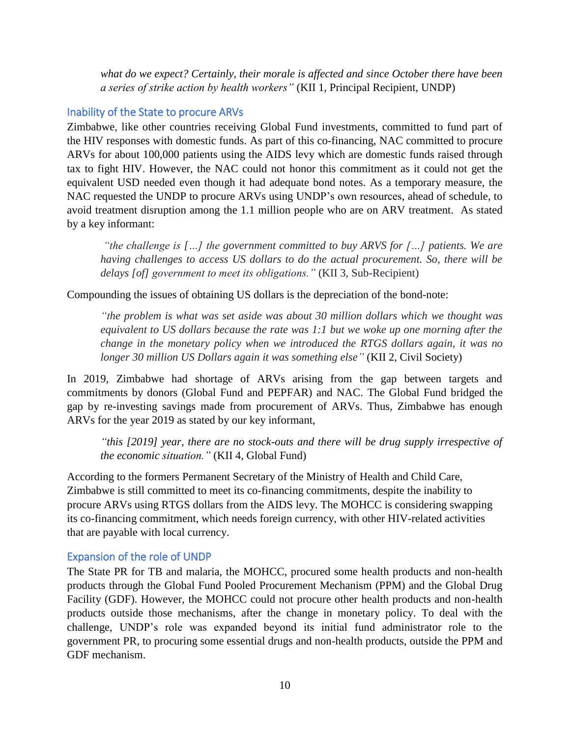*what do we expect? Certainly, their morale is affected and since October there have been a series of strike action by health workers"* (KII 1, Principal Recipient, UNDP)

### Inability of the State to procure ARVs

Zimbabwe, like other countries receiving Global Fund investments, committed to fund part of the HIV responses with domestic funds. As part of this co-financing, NAC committed to procure ARVs for about 100,000 patients using the AIDS levy which are domestic funds raised through tax to fight HIV. However, the NAC could not honor this commitment as it could not get the equivalent USD needed even though it had adequate bond notes. As a temporary measure, the NAC requested the UNDP to procure ARVs using UNDP's own resources, ahead of schedule, to avoid treatment disruption among the 1.1 million people who are on ARV treatment. As stated by a key informant:

> *"the challenge is […] the government committed to buy ARVS for […] patients. We are having challenges to access US dollars to do the actual procurement. So, there will be delays [of] government to meet its obligations."* (KII 3, Sub-Recipient)

Compounding the issues of obtaining US dollars is the depreciation of the bond-note:

> *"the problem is what was set aside was about 30 million dollars which we thought was equivalent to US dollars because the rate was 1:1 but we woke up one morning after the change in the monetary policy when we introduced the RTGS dollars again, it was no longer 30 million US Dollars again it was something else"* (KII 2, Civil Society)

In 2019, Zimbabwe had shortage of ARVs arising from the gap between targets and commitments by donors (Global Fund and PEPFAR) and NAC. The Global Fund bridged the gap by re-investing savings made from procurement of ARVs. Thus, Zimbabwe has enough ARVs for the year 2019 as stated by our key informant,

> *"this [2019] year, there are no stock-outs and there will be drug supply irrespective of the economic situation."* (KII 4, Global Fund)

According to the formers Permanent Secretary of the Ministry of Health and Child Care, Zimbabwe is still committed to meet its co-financing commitments, despite the inability to procure ARVs using RTGS dollars from the AIDS levy. The MOHCC is considering swapping its co-financing commitment, which needs foreign currency, with other HIV-related activities that are payable with local currency.

### Expansion of the role of UNDP

The State PR for TB and malaria, the MOHCC, procured some health products and non-health products through the Global Fund Pooled Procurement Mechanism (PPM) and the Global Drug Facility (GDF). However, the MOHCC could not procure other health products and non-health products outside those mechanisms, after the change in monetary policy. To deal with the challenge, UNDP's role was expanded beyond its initial fund administrator role to the government PR, to procuring some essential drugs and non-health products, outside the PPM and GDF mechanism.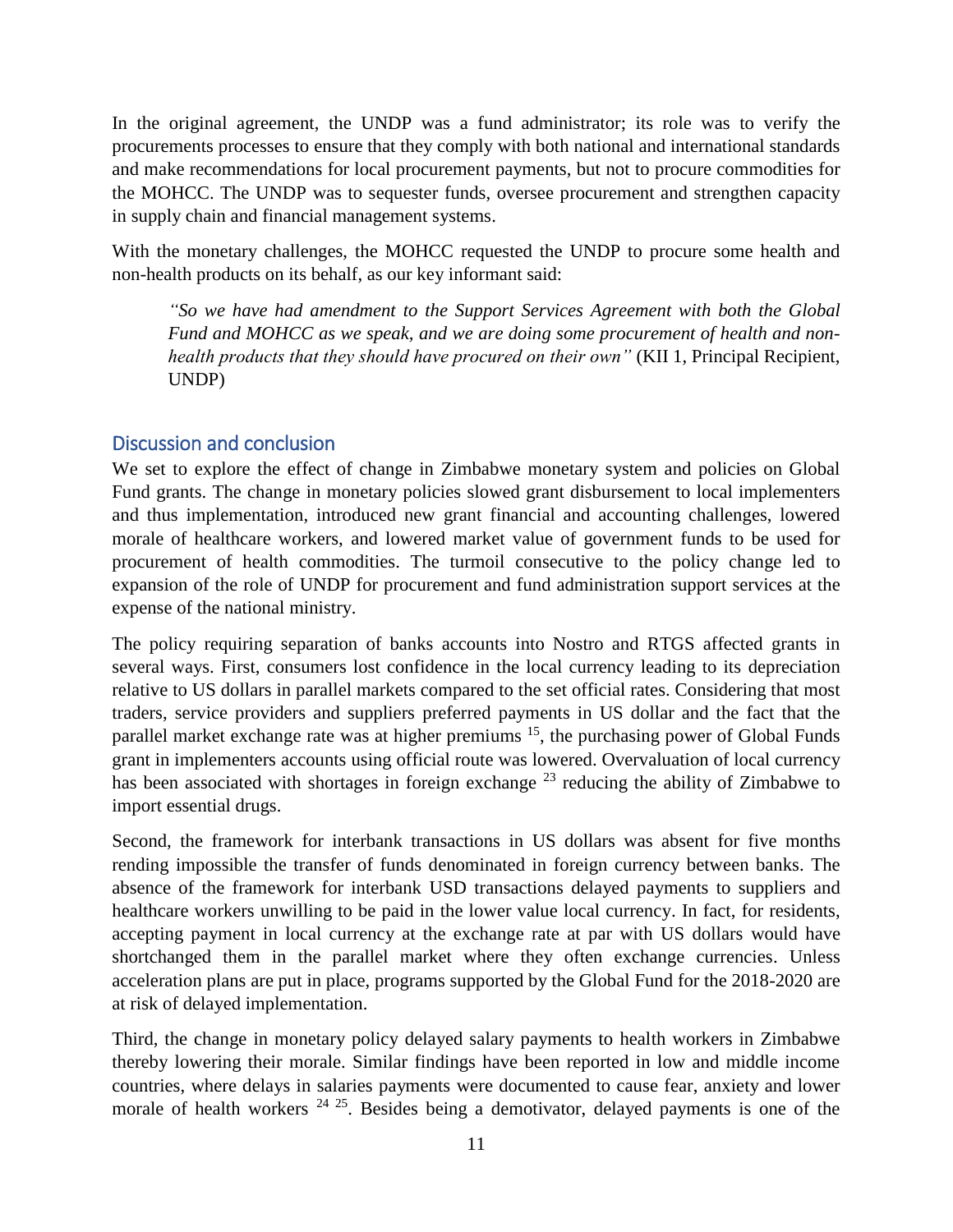In the original agreement, the UNDP was a fund administrator; its role was to verify the procurements processes to ensure that they comply with both national and international standards and make recommendations for local procurement payments, but not to procure commodities for the MOHCC. The UNDP was to sequester funds, oversee procurement and strengthen capacity in supply chain and financial management systems.

With the monetary challenges, the MOHCC requested the UNDP to procure some health and non-health products on its behalf, as our key informant said:

> *"So we have had amendment to the Support Services Agreement with both the Global Fund and MOHCC as we speak, and we are doing some procurement of health and non-health products that they should have procured on their own"* (KII 1, Principal Recipient, UNDP)

## Discussion and conclusion

We set to explore the effect of change in Zimbabwe monetary system and policies on Global Fund grants. The change in monetary policies slowed grant disbursement to local implementers and thus implementation, introduced new grant financial and accounting challenges, lowered morale of healthcare workers, and lowered market value of government funds to be used for procurement of health commodities. The turmoil consecutive to the policy change led to expansion of the role of UNDP for procurement and fund administration support services at the expense of the national ministry.

The policy requiring separation of banks accounts into Nostro and RTGS affected grants in several ways. First, consumers lost confidence in the local currency leading to its depreciation relative to US dollars in parallel markets compared to the set official rates. Considering that most traders, service providers and suppliers preferred payments in US dollar and the fact that the parallel market exchange rate was at higher premiums [15], the purchasing power of Global Funds grant in implementers accounts using official route was lowered. Overvaluation of local currency has been associated with shortages in foreign exchange [23] reducing the ability of Zimbabwe to import essential drugs.

Second, the framework for interbank transactions in US dollars was absent for five months rending impossible the transfer of funds denominated in foreign currency between banks. The absence of the framework for interbank USD transactions delayed payments to suppliers and healthcare workers unwilling to be paid in the lower value local currency. In fact, for residents, accepting payment in local currency at the exchange rate at par with US dollars would have shortchanged them in the parallel market where they often exchange currencies. Unless acceleration plans are put in place, programs supported by the Global Fund for the 2018-2020 are at risk of delayed implementation.

Third, the change in monetary policy delayed salary payments to health workers in Zimbabwe thereby lowering their morale. Similar findings have been reported in low and middle income countries, where delays in salaries payments were documented to cause fear, anxiety and lower morale of health workers [24 25]. Besides being a demotivator, delayed payments is one of the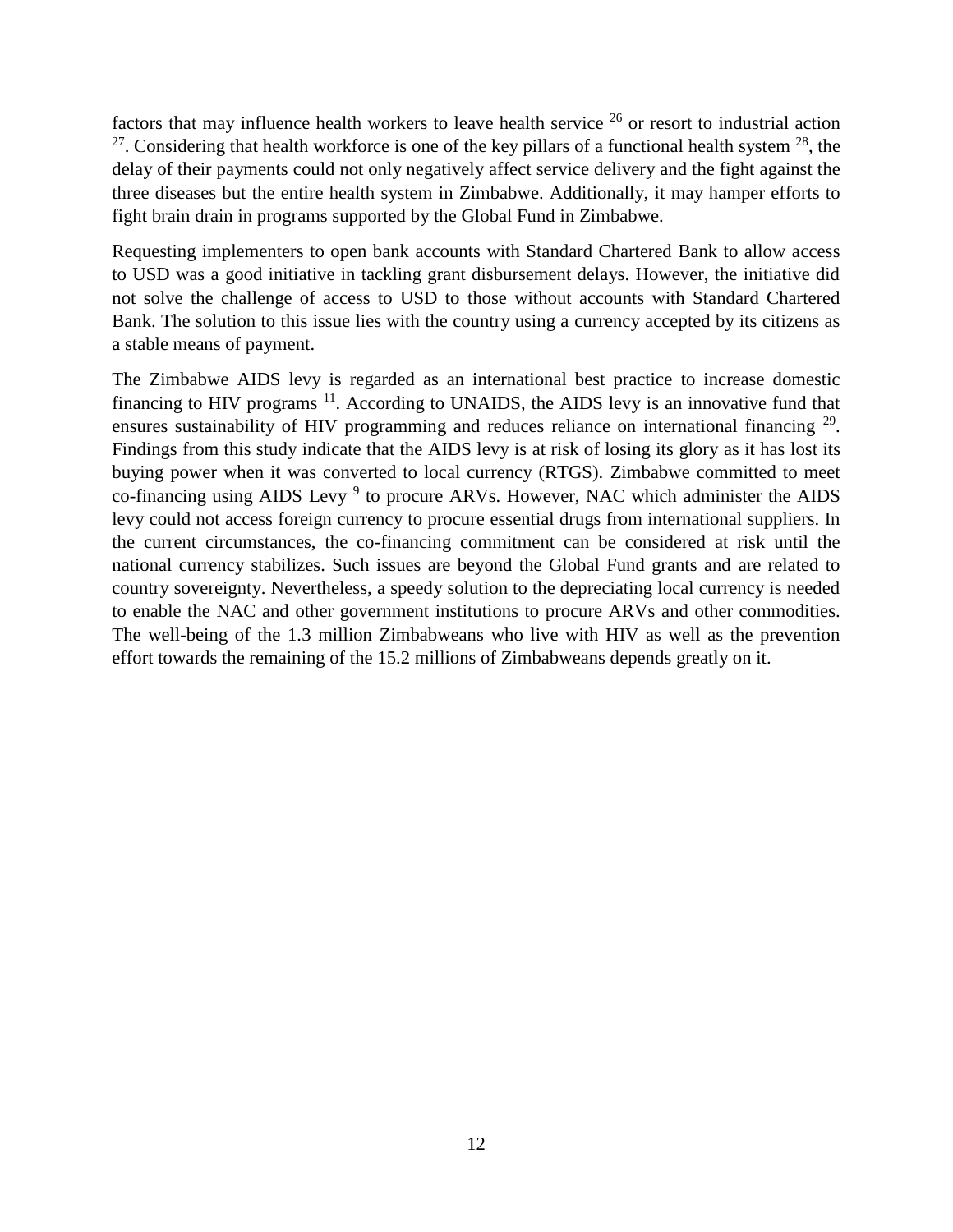factors that may influence health workers to leave health service [26] or resort to industrial action [27]. Considering that health workforce is one of the key pillars of a functional health system [28], the delay of their payments could not only negatively affect service delivery and the fight against the three diseases but the entire health system in Zimbabwe. Additionally, it may hamper efforts to fight brain drain in programs supported by the Global Fund in Zimbabwe.

Requesting implementers to open bank accounts with Standard Chartered Bank to allow access to USD was a good initiative in tackling grant disbursement delays. However, the initiative did not solve the challenge of access to USD to those without accounts with Standard Chartered Bank. The solution to this issue lies with the country using a currency accepted by its citizens as a stable means of payment.

The Zimbabwe AIDS levy is regarded as an international best practice to increase domestic financing to HIV programs [11]. According to UNAIDS, the AIDS levy is an innovative fund that ensures sustainability of HIV programming and reduces reliance on international financing [29]. Findings from this study indicate that the AIDS levy is at risk of losing its glory as it has lost its buying power when it was converted to local currency (RTGS). Zimbabwe committed to meet co-financing using AIDS Levy [9] to procure ARVs. However, NAC which administer the AIDS levy could not access foreign currency to procure essential drugs from international suppliers. In the current circumstances, the co-financing commitment can be considered at risk until the national currency stabilizes. Such issues are beyond the Global Fund grants and are related to country sovereignty. Nevertheless, a speedy solution to the depreciating local currency is needed to enable the NAC and other government institutions to procure ARVs and other commodities. The well-being of the 1.3 million Zimbabweans who live with HIV as well as the prevention effort towards the remaining of the 15.2 millions of Zimbabweans depends greatly on it.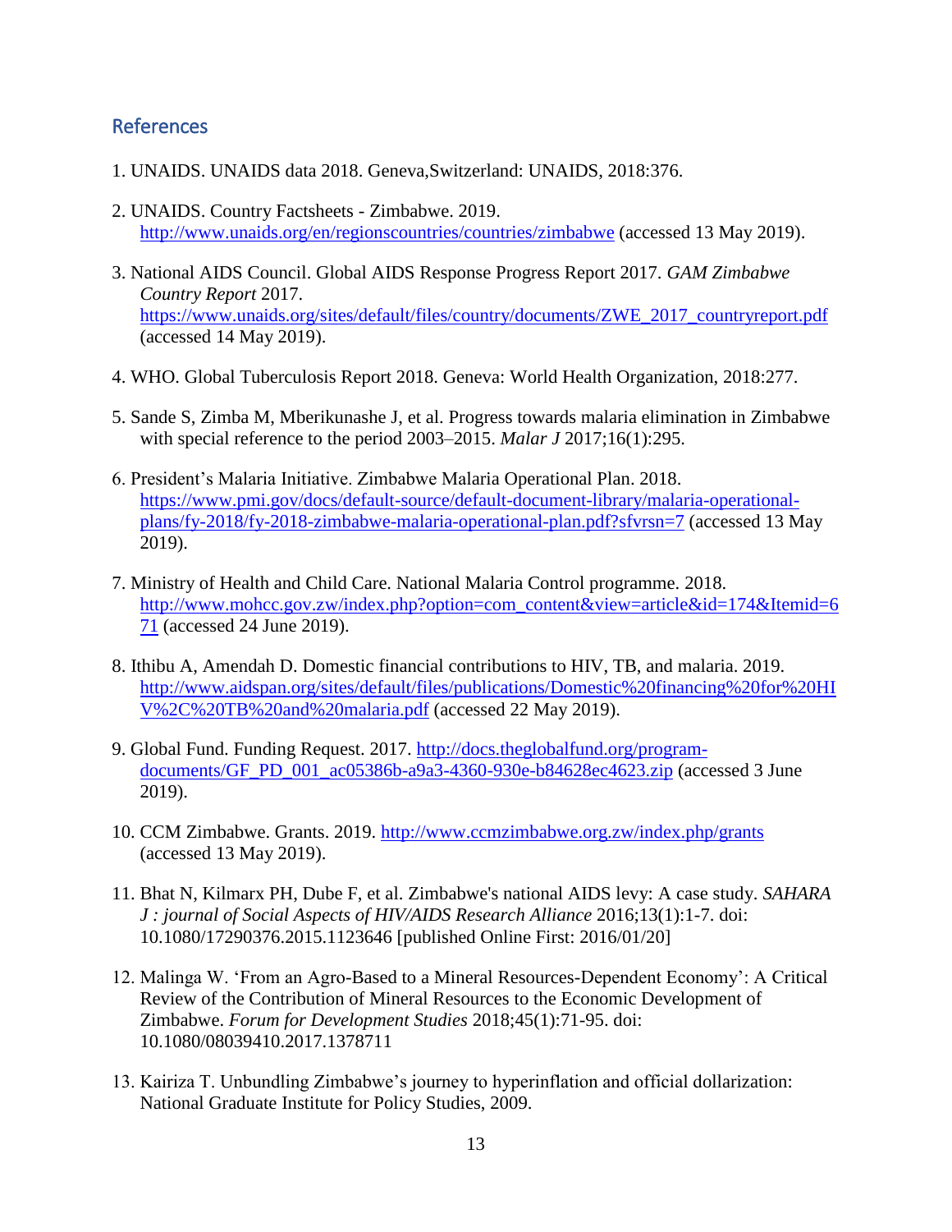## References

1. UNAIDS. UNAIDS data 2018. Geneva,Switzerland: UNAIDS, 2018:376.

2. UNAIDS. Country Factsheets - Zimbabwe. 2019. http://www.unaids.org/en/regionscountries/countries/zimbabwe (accessed 13 May 2019).

3. National AIDS Council. Global AIDS Response Progress Report 2017. *GAM Zimbabwe Country Report* 2017. https://www.unaids.org/sites/default/files/country/documents/ZWE_2017_countryreport.pdf (accessed 14 May 2019).

4. WHO. Global Tuberculosis Report 2018. Geneva: World Health Organization, 2018:277.

5. Sande S, Zimba M, Mberikunashe J, et al. Progress towards malaria elimination in Zimbabwe with special reference to the period 2003–2015. *Malar J* 2017;16(1):295.

6. President's Malaria Initiative. Zimbabwe Malaria Operational Plan. 2018. https://www.pmi.gov/docs/default-source/default-document-library/malaria-operational-plans/fy-2018/fy-2018-zimbabwe-malaria-operational-plan.pdf?sfvrsn=7 (accessed 13 May 2019).

7. Ministry of Health and Child Care. National Malaria Control programme. 2018. http://www.mohcc.gov.zw/index.php?option=com_content&view=article&id=174&Itemid=671 (accessed 24 June 2019).

8. Ithibu A, Amendah D. Domestic financial contributions to HIV, TB, and malaria. 2019. http://www.aidspan.org/sites/default/files/publications/Domestic%20financing%20for%20HIV%2C%20TB%20and%20malaria.pdf (accessed 22 May 2019).

9. Global Fund. Funding Request. 2017. http://docs.theglobalfund.org/program-documents/GF_PD_001_ac05386b-a9a3-4360-930e-b84628ec4623.zip (accessed 3 June 2019).

10. CCM Zimbabwe. Grants. 2019. http://www.ccmzimbabwe.org.zw/index.php/grants (accessed 13 May 2019).

11. Bhat N, Kilmarx PH, Dube F, et al. Zimbabwe's national AIDS levy: A case study. *SAHARA J : journal of Social Aspects of HIV/AIDS Research Alliance* 2016;13(1):1-7. doi: 10.1080/17290376.2015.1123646 [published Online First: 2016/01/20]

12. Malinga W. 'From an Agro-Based to a Mineral Resources-Dependent Economy': A Critical Review of the Contribution of Mineral Resources to the Economic Development of Zimbabwe. *Forum for Development Studies* 2018;45(1):71-95. doi: 10.1080/08039410.2017.1378711

13. Kairiza T. Unbundling Zimbabwe's journey to hyperinflation and official dollarization: National Graduate Institute for Policy Studies, 2009.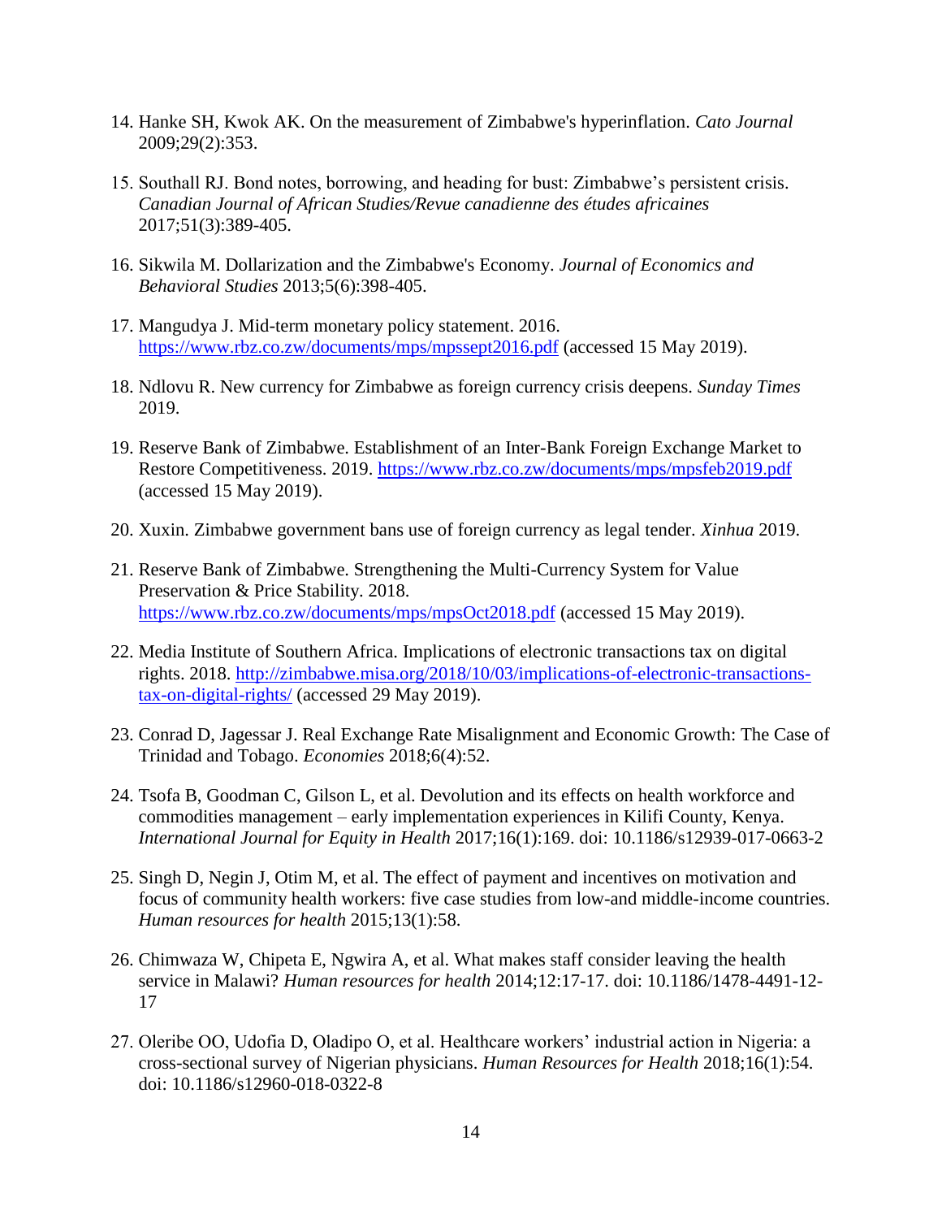14. Hanke SH, Kwok AK. On the measurement of Zimbabwe's hyperinflation. *Cato Journal* 2009;29(2):353.

15. Southall RJ. Bond notes, borrowing, and heading for bust: Zimbabwe's persistent crisis. *Canadian Journal of African Studies/Revue canadienne des études africaines* 2017;51(3):389-405.

16. Sikwila M. Dollarization and the Zimbabwe's Economy. *Journal of Economics and Behavioral Studies* 2013;5(6):398-405.

17. Mangudya J. Mid-term monetary policy statement. 2016. https://www.rbz.co.zw/documents/mps/mpssept2016.pdf (accessed 15 May 2019).

18. Ndlovu R. New currency for Zimbabwe as foreign currency crisis deepens. *Sunday Times* 2019.

19. Reserve Bank of Zimbabwe. Establishment of an Inter-Bank Foreign Exchange Market to Restore Competitiveness. 2019. https://www.rbz.co.zw/documents/mps/mpsfeb2019.pdf (accessed 15 May 2019).

20. Xuxin. Zimbabwe government bans use of foreign currency as legal tender. *Xinhua* 2019.

21. Reserve Bank of Zimbabwe. Strengthening the Multi-Currency System for Value Preservation & Price Stability. 2018. https://www.rbz.co.zw/documents/mps/mpsOct2018.pdf (accessed 15 May 2019).

22. Media Institute of Southern Africa. Implications of electronic transactions tax on digital rights. 2018. http://zimbabwe.misa.org/2018/10/03/implications-of-electronic-transactions-tax-on-digital-rights/ (accessed 29 May 2019).

23. Conrad D, Jagessar J. Real Exchange Rate Misalignment and Economic Growth: The Case of Trinidad and Tobago. *Economies* 2018;6(4):52.

24. Tsofa B, Goodman C, Gilson L, et al. Devolution and its effects on health workforce and commodities management – early implementation experiences in Kilifi County, Kenya. *International Journal for Equity in Health* 2017;16(1):169. doi: 10.1186/s12939-017-0663-2

25. Singh D, Negin J, Otim M, et al. The effect of payment and incentives on motivation and focus of community health workers: five case studies from low-and middle-income countries. *Human resources for health* 2015;13(1):58.

26. Chimwaza W, Chipeta E, Ngwira A, et al. What makes staff consider leaving the health service in Malawi? *Human resources for health* 2014;12:17-17. doi: 10.1186/1478-4491-12-17

27. Oleribe OO, Udofia D, Oladipo O, et al. Healthcare workers' industrial action in Nigeria: a cross-sectional survey of Nigerian physicians. *Human Resources for Health* 2018;16(1):54. doi: 10.1186/s12960-018-0322-8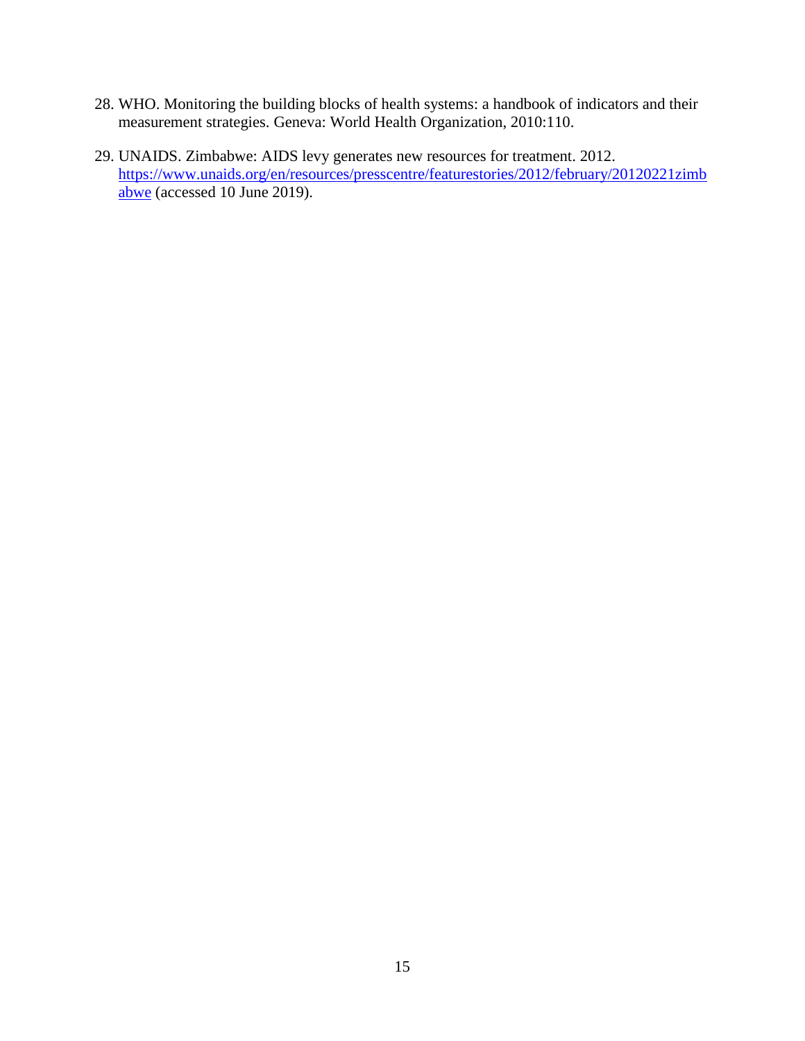28. WHO. Monitoring the building blocks of health systems: a handbook of indicators and their measurement strategies. Geneva: World Health Organization, 2010:110.

29. UNAIDS. Zimbabwe: AIDS levy generates new resources for treatment. 2012. https://www.unaids.org/en/resources/presscentre/featurestories/2012/february/20120221zimbabwe (accessed 10 June 2019).